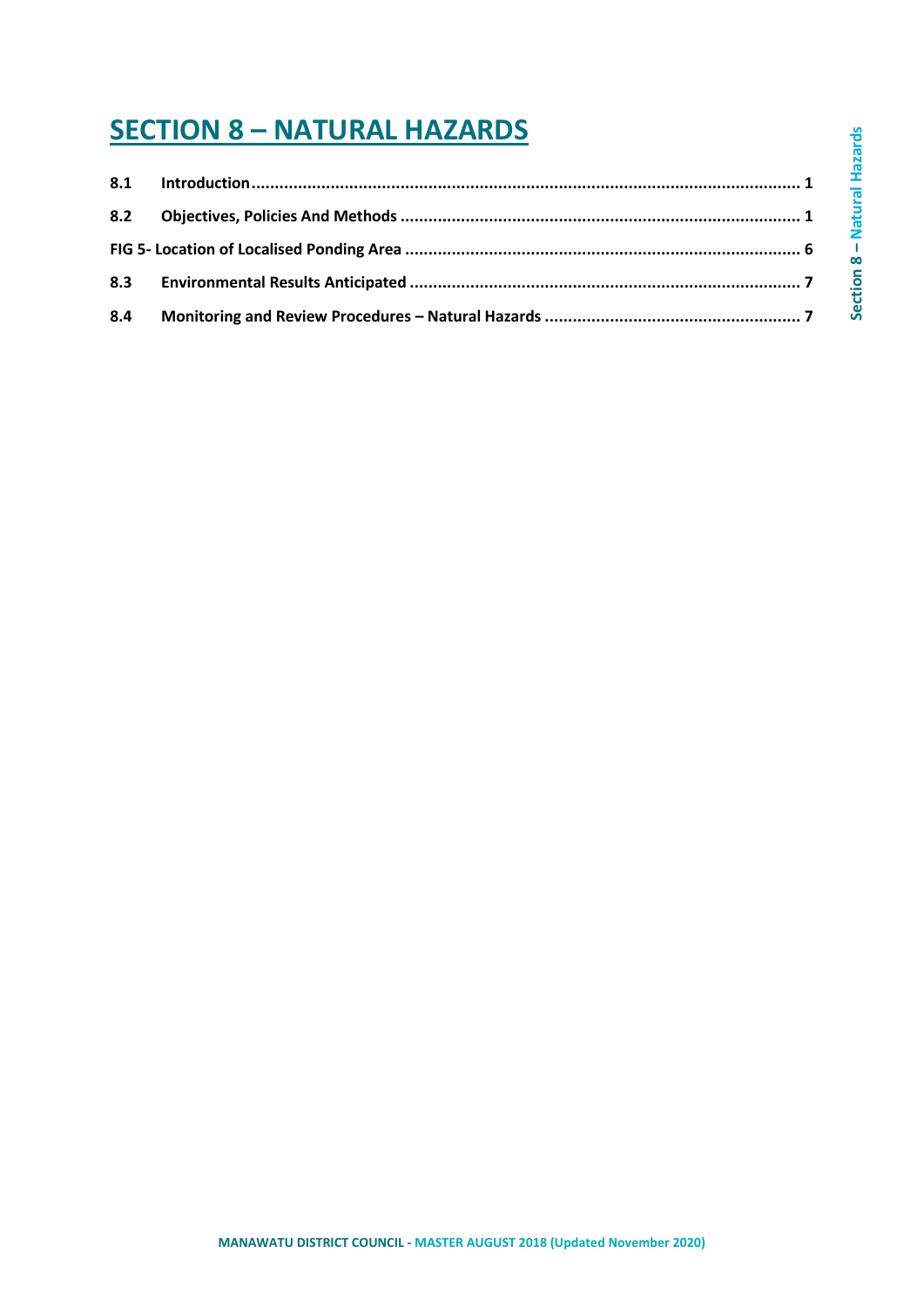# SECTION 8 – NATURAL HAZARDS

| | | |
|---|---|---|
| **8.1** | **Introduction** | **1** |
| **8.2** | **Objectives, Policies And Methods** | **1** |
| **FIG 5- Location of Localised Ponding Area** | | **6** |
| **8.3** | **Environmental Results Anticipated** | **7** |
| **8.4** | **Monitoring and Review Procedures – Natural Hazards** | **7** |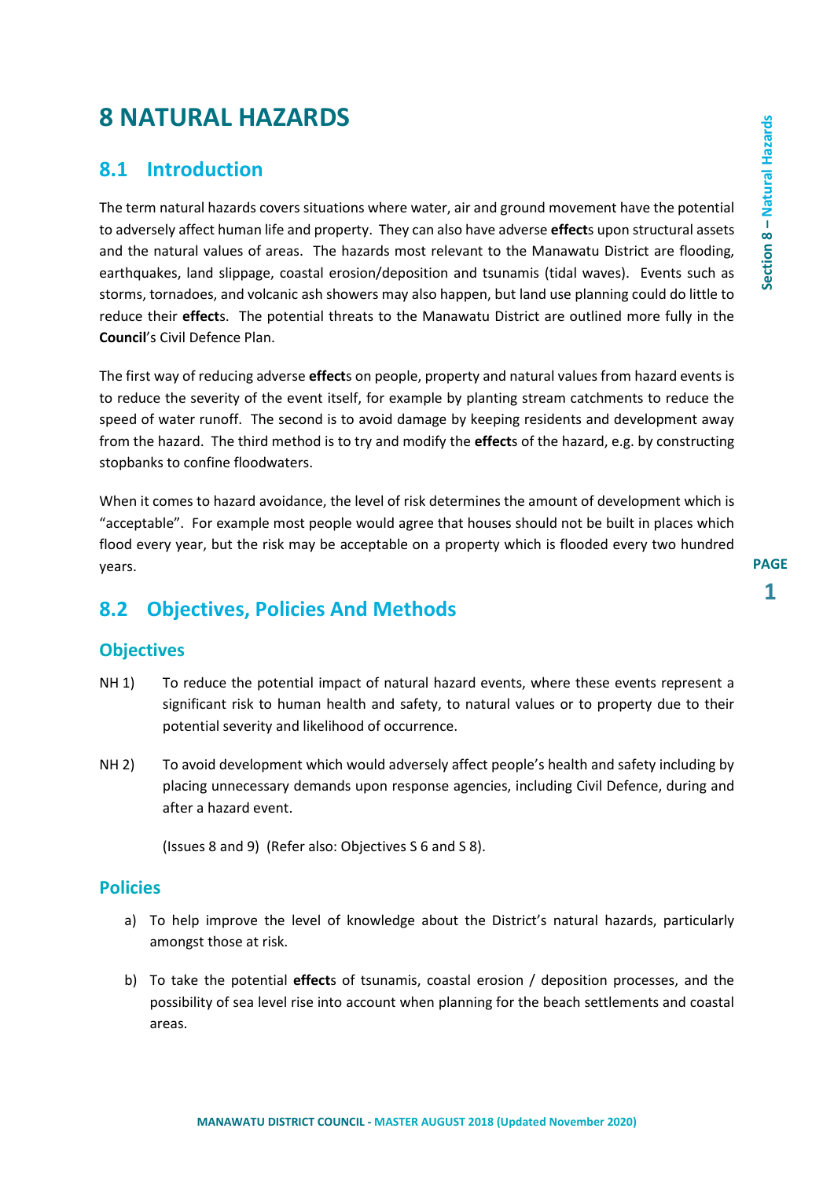# 8 NATURAL HAZARDS

## 8.1 Introduction

The term natural hazards covers situations where water, air and ground movement have the potential to adversely affect human life and property. They can also have adverse **effect**s upon structural assets and the natural values of areas. The hazards most relevant to the Manawatu District are flooding, earthquakes, land slippage, coastal erosion/deposition and tsunamis (tidal waves). Events such as storms, tornadoes, and volcanic ash showers may also happen, but land use planning could do little to reduce their **effect**s. The potential threats to the Manawatu District are outlined more fully in the **Council**'s Civil Defence Plan.

The first way of reducing adverse **effect**s on people, property and natural values from hazard events is to reduce the severity of the event itself, for example by planting stream catchments to reduce the speed of water runoff. The second is to avoid damage by keeping residents and development away from the hazard. The third method is to try and modify the **effect**s of the hazard, e.g. by constructing stopbanks to confine floodwaters.

When it comes to hazard avoidance, the level of risk determines the amount of development which is "acceptable". For example most people would agree that houses should not be built in places which flood every year, but the risk may be acceptable on a property which is flooded every two hundred years.

## 8.2 Objectives, Policies And Methods

### Objectives

NH 1) To reduce the potential impact of natural hazard events, where these events represent a significant risk to human health and safety, to natural values or to property due to their potential severity and likelihood of occurrence.

NH 2) To avoid development which would adversely affect people's health and safety including by placing unnecessary demands upon response agencies, including Civil Defence, during and after a hazard event.

(Issues 8 and 9) (Refer also: Objectives S 6 and S 8).

### Policies

a) To help improve the level of knowledge about the District's natural hazards, particularly amongst those at risk.

b) To take the potential **effect**s of tsunamis, coastal erosion / deposition processes, and the possibility of sea level rise into account when planning for the beach settlements and coastal areas.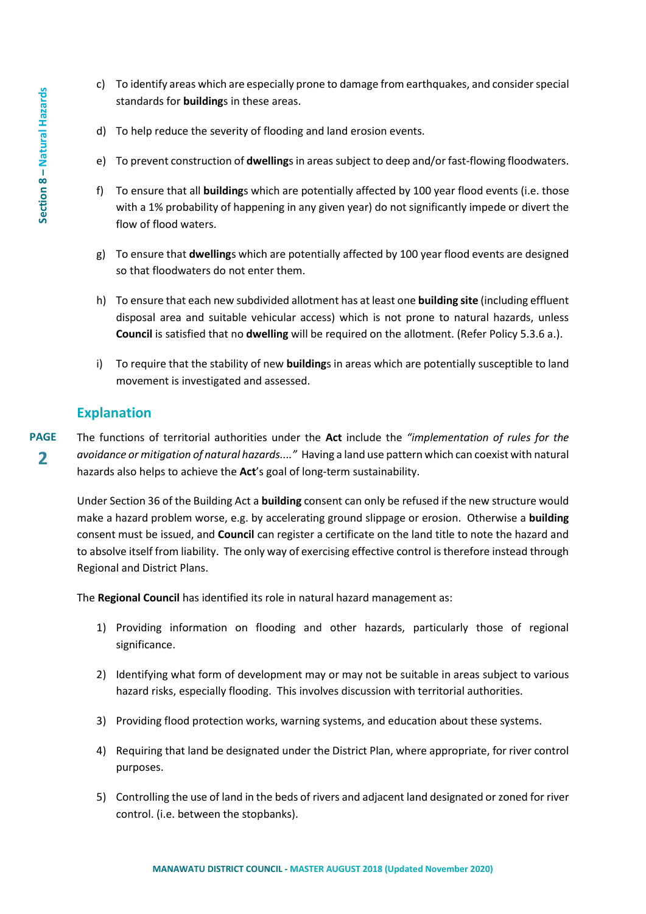c) To identify areas which are especially prone to damage from earthquakes, and consider special standards for **building**s in these areas.

d) To help reduce the severity of flooding and land erosion events.

e) To prevent construction of **dwelling**s in areas subject to deep and/or fast-flowing floodwaters.

f) To ensure that all **building**s which are potentially affected by 100 year flood events (i.e. those with a 1% probability of happening in any given year) do not significantly impede or divert the flow of flood waters.

g) To ensure that **dwelling**s which are potentially affected by 100 year flood events are designed so that floodwaters do not enter them.

h) To ensure that each new subdivided allotment has at least one **building site** (including effluent disposal area and suitable vehicular access) which is not prone to natural hazards, unless **Council** is satisfied that no **dwelling** will be required on the allotment. (Refer Policy 5.3.6 a.).

i) To require that the stability of new **building**s in areas which are potentially susceptible to land movement is investigated and assessed.

## Explanation

The functions of territorial authorities under the **Act** include the *"implementation of rules for the avoidance or mitigation of natural hazards...."* Having a land use pattern which can coexist with natural hazards also helps to achieve the **Act**'s goal of long-term sustainability.

Under Section 36 of the Building Act a **building** consent can only be refused if the new structure would make a hazard problem worse, e.g. by accelerating ground slippage or erosion. Otherwise a **building** consent must be issued, and **Council** can register a certificate on the land title to note the hazard and to absolve itself from liability. The only way of exercising effective control is therefore instead through Regional and District Plans.

The **Regional Council** has identified its role in natural hazard management as:

1) Providing information on flooding and other hazards, particularly those of regional significance.

2) Identifying what form of development may or may not be suitable in areas subject to various hazard risks, especially flooding. This involves discussion with territorial authorities.

3) Providing flood protection works, warning systems, and education about these systems.

4) Requiring that land be designated under the District Plan, where appropriate, for river control purposes.

5) Controlling the use of land in the beds of rivers and adjacent land designated or zoned for river control. (i.e. between the stopbanks).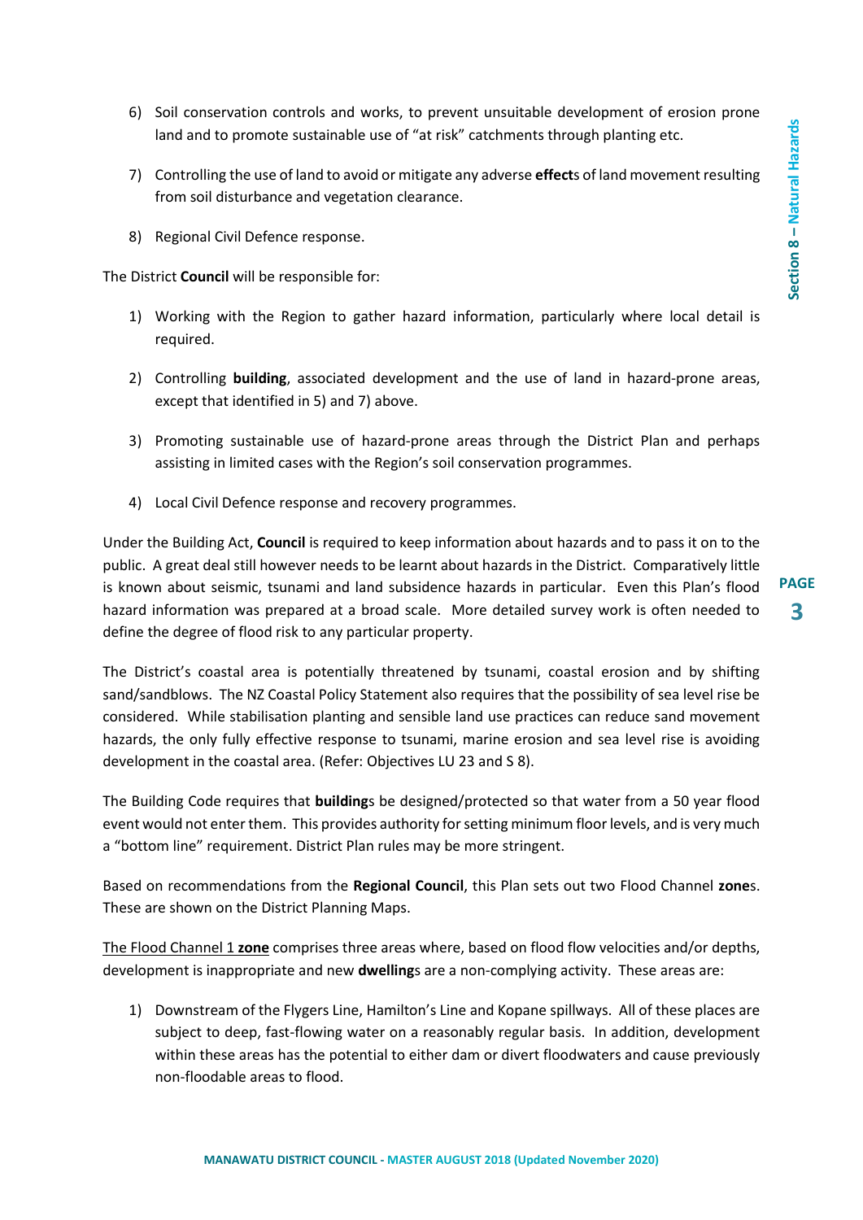6) Soil conservation controls and works, to prevent unsuitable development of erosion prone land and to promote sustainable use of "at risk" catchments through planting etc.

7) Controlling the use of land to avoid or mitigate any adverse **effect**s of land movement resulting from soil disturbance and vegetation clearance.

8) Regional Civil Defence response.

The District **Council** will be responsible for:

1) Working with the Region to gather hazard information, particularly where local detail is required.

2) Controlling **building**, associated development and the use of land in hazard-prone areas, except that identified in 5) and 7) above.

3) Promoting sustainable use of hazard-prone areas through the District Plan and perhaps assisting in limited cases with the Region's soil conservation programmes.

4) Local Civil Defence response and recovery programmes.

Under the Building Act, **Council** is required to keep information about hazards and to pass it on to the public. A great deal still however needs to be learnt about hazards in the District. Comparatively little is known about seismic, tsunami and land subsidence hazards in particular. Even this Plan's flood hazard information was prepared at a broad scale. More detailed survey work is often needed to define the degree of flood risk to any particular property.

The District's coastal area is potentially threatened by tsunami, coastal erosion and by shifting sand/sandblows. The NZ Coastal Policy Statement also requires that the possibility of sea level rise be considered. While stabilisation planting and sensible land use practices can reduce sand movement hazards, the only fully effective response to tsunami, marine erosion and sea level rise is avoiding development in the coastal area. (Refer: Objectives LU 23 and S 8).

The Building Code requires that **building**s be designed/protected so that water from a 50 year flood event would not enter them. This provides authority for setting minimum floor levels, and is very much a "bottom line" requirement. District Plan rules may be more stringent.

Based on recommendations from the **Regional Council**, this Plan sets out two Flood Channel **zone**s. These are shown on the District Planning Maps.

<u>The Flood Channel 1 **zone**</u> comprises three areas where, based on flood flow velocities and/or depths, development is inappropriate and new **dwelling**s are a non-complying activity. These areas are:

1) Downstream of the Flygers Line, Hamilton's Line and Kopane spillways. All of these places are subject to deep, fast-flowing water on a reasonably regular basis. In addition, development within these areas has the potential to either dam or divert floodwaters and cause previously non-floodable areas to flood.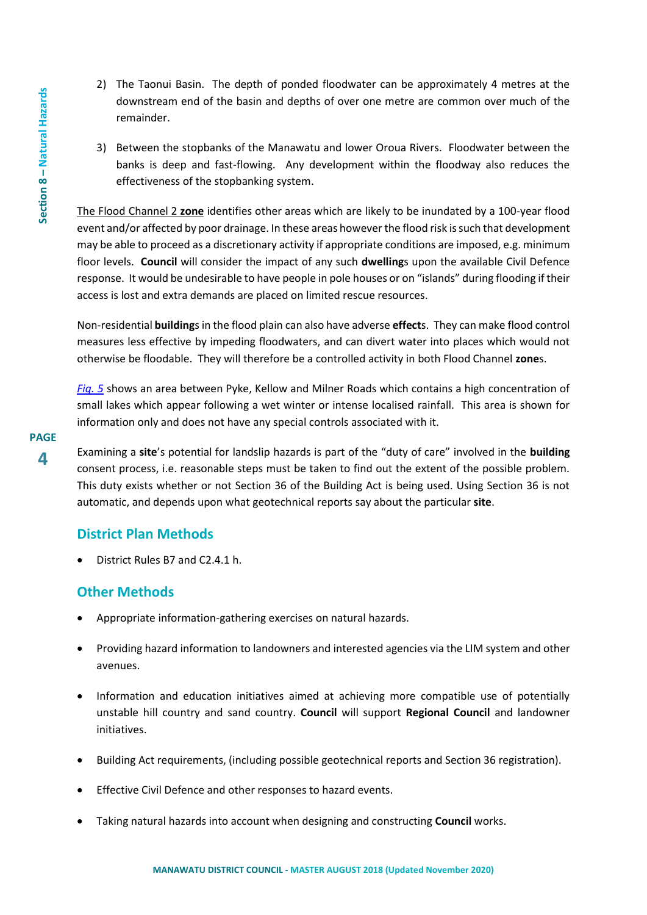2) The Taonui Basin. The depth of ponded floodwater can be approximately 4 metres at the downstream end of the basin and depths of over one metre are common over much of the remainder.

3) Between the stopbanks of the Manawatu and lower Oroua Rivers. Floodwater between the banks is deep and fast-flowing. Any development within the floodway also reduces the effectiveness of the stopbanking system.

The Flood Channel 2 **zone** identifies other areas which are likely to be inundated by a 100-year flood event and/or affected by poor drainage. In these areas however the flood risk is such that development may be able to proceed as a discretionary activity if appropriate conditions are imposed, e.g. minimum floor levels. **Council** will consider the impact of any such **dwelling**s upon the available Civil Defence response. It would be undesirable to have people in pole houses or on "islands" during flooding if their access is lost and extra demands are placed on limited rescue resources.

Non-residential **building**s in the flood plain can also have adverse **effect**s. They can make flood control measures less effective by impeding floodwaters, and can divert water into places which would not otherwise be floodable. They will therefore be a controlled activity in both Flood Channel **zone**s.

*Fig. 5* shows an area between Pyke, Kellow and Milner Roads which contains a high concentration of small lakes which appear following a wet winter or intense localised rainfall. This area is shown for information only and does not have any special controls associated with it.

Examining a **site**'s potential for landslip hazards is part of the "duty of care" involved in the **building** consent process, i.e. reasonable steps must be taken to find out the extent of the possible problem. This duty exists whether or not Section 36 of the Building Act is being used. Using Section 36 is not automatic, and depends upon what geotechnical reports say about the particular **site**.

## District Plan Methods

- District Rules B7 and C2.4.1 h.

## Other Methods

- Appropriate information-gathering exercises on natural hazards.
- Providing hazard information to landowners and interested agencies via the LIM system and other avenues.
- Information and education initiatives aimed at achieving more compatible use of potentially unstable hill country and sand country. **Council** will support **Regional Council** and landowner initiatives.
- Building Act requirements, (including possible geotechnical reports and Section 36 registration).
- Effective Civil Defence and other responses to hazard events.
- Taking natural hazards into account when designing and constructing **Council** works.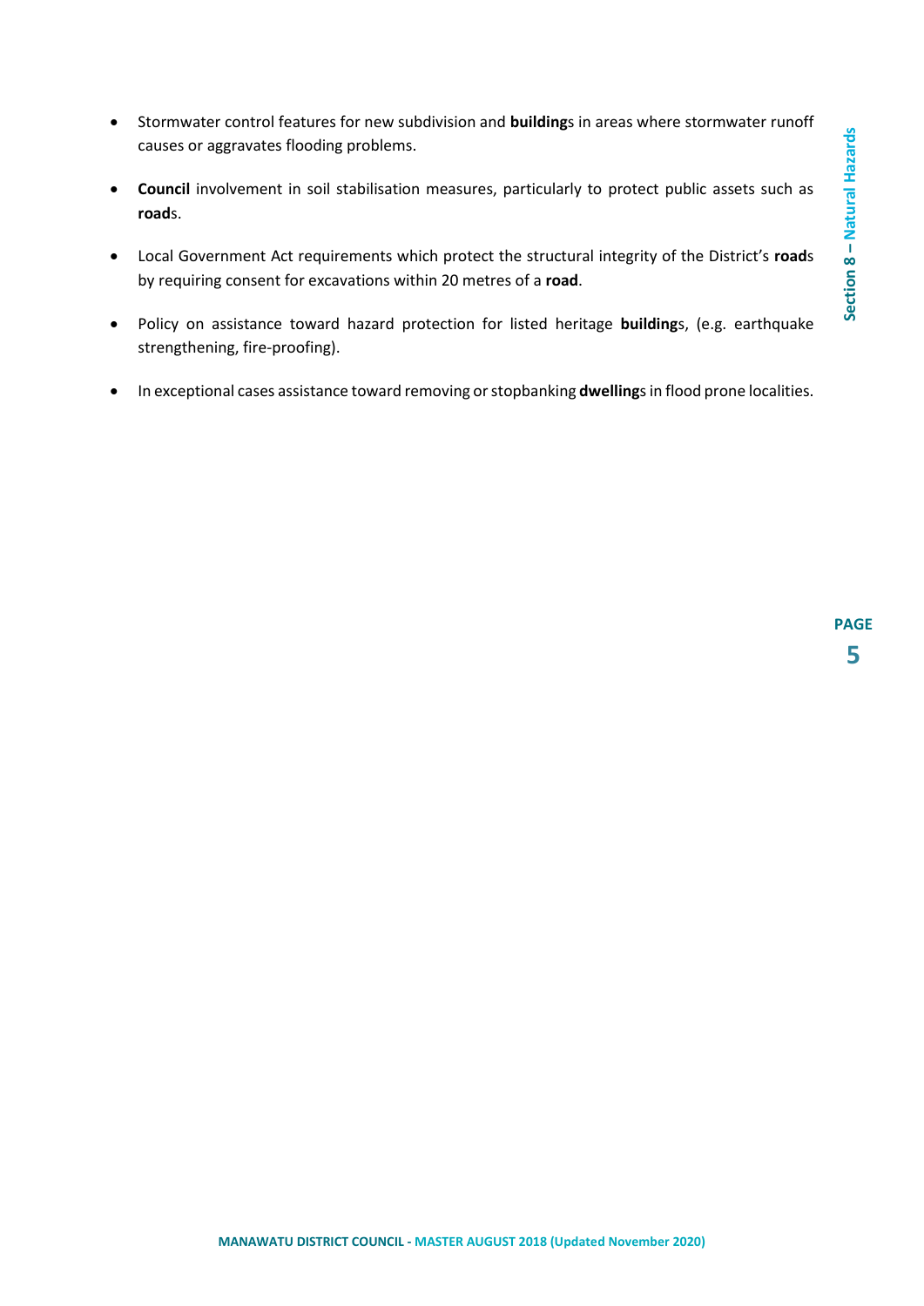- Stormwater control features for new subdivision and **building**s in areas where stormwater runoff causes or aggravates flooding problems.

- **Council** involvement in soil stabilisation measures, particularly to protect public assets such as **road**s.

- Local Government Act requirements which protect the structural integrity of the District's **road**s by requiring consent for excavations within 20 metres of a **road**.

- Policy on assistance toward hazard protection for listed heritage **building**s, (e.g. earthquake strengthening, fire-proofing).

- In exceptional cases assistance toward removing or stopbanking **dwelling**s in flood prone localities.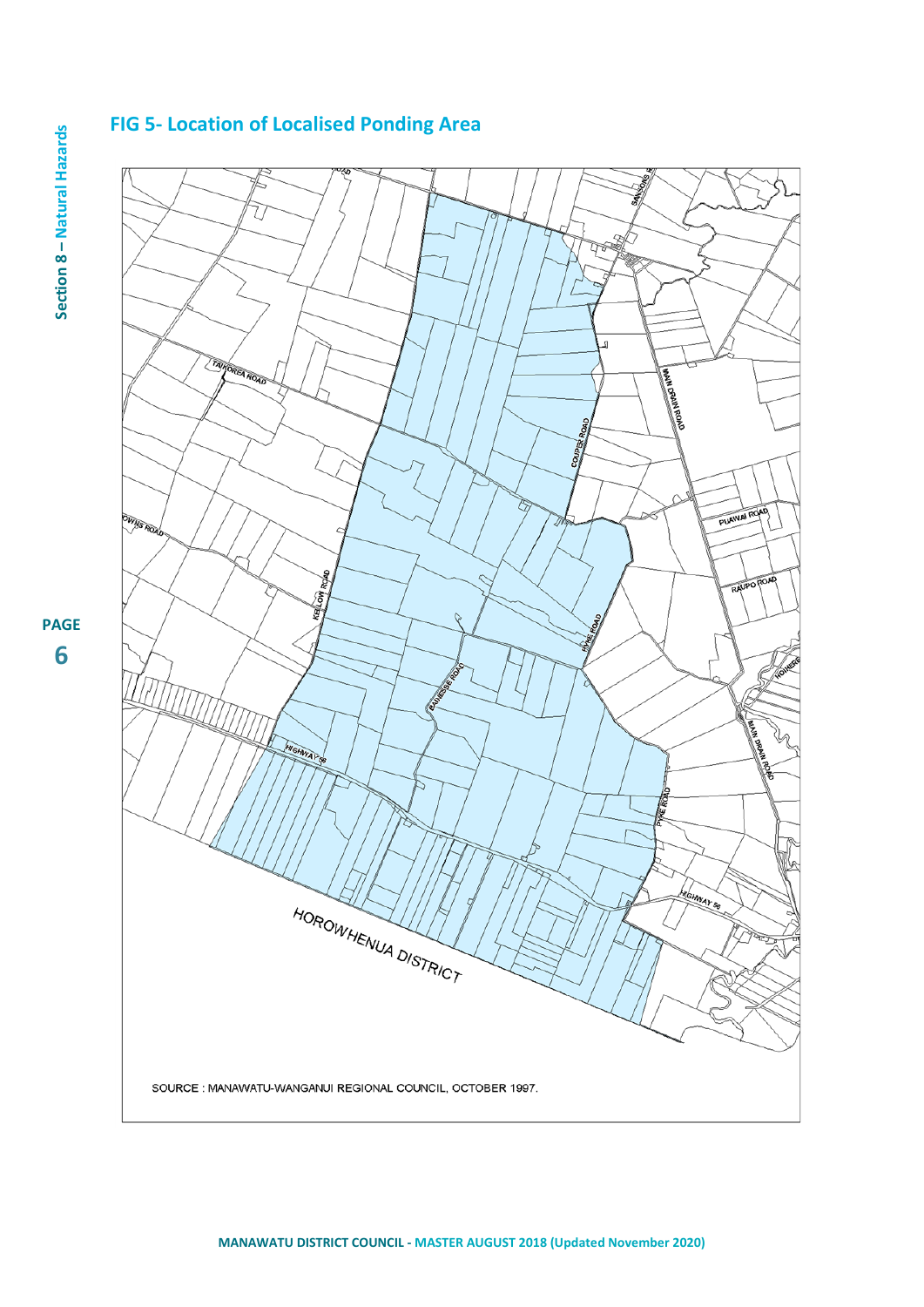## FIG 5- Location of Localised Ponding Area

SOURCE : MANAWATU-WANGANUI REGIONAL COUNCIL, OCTOBER 1997.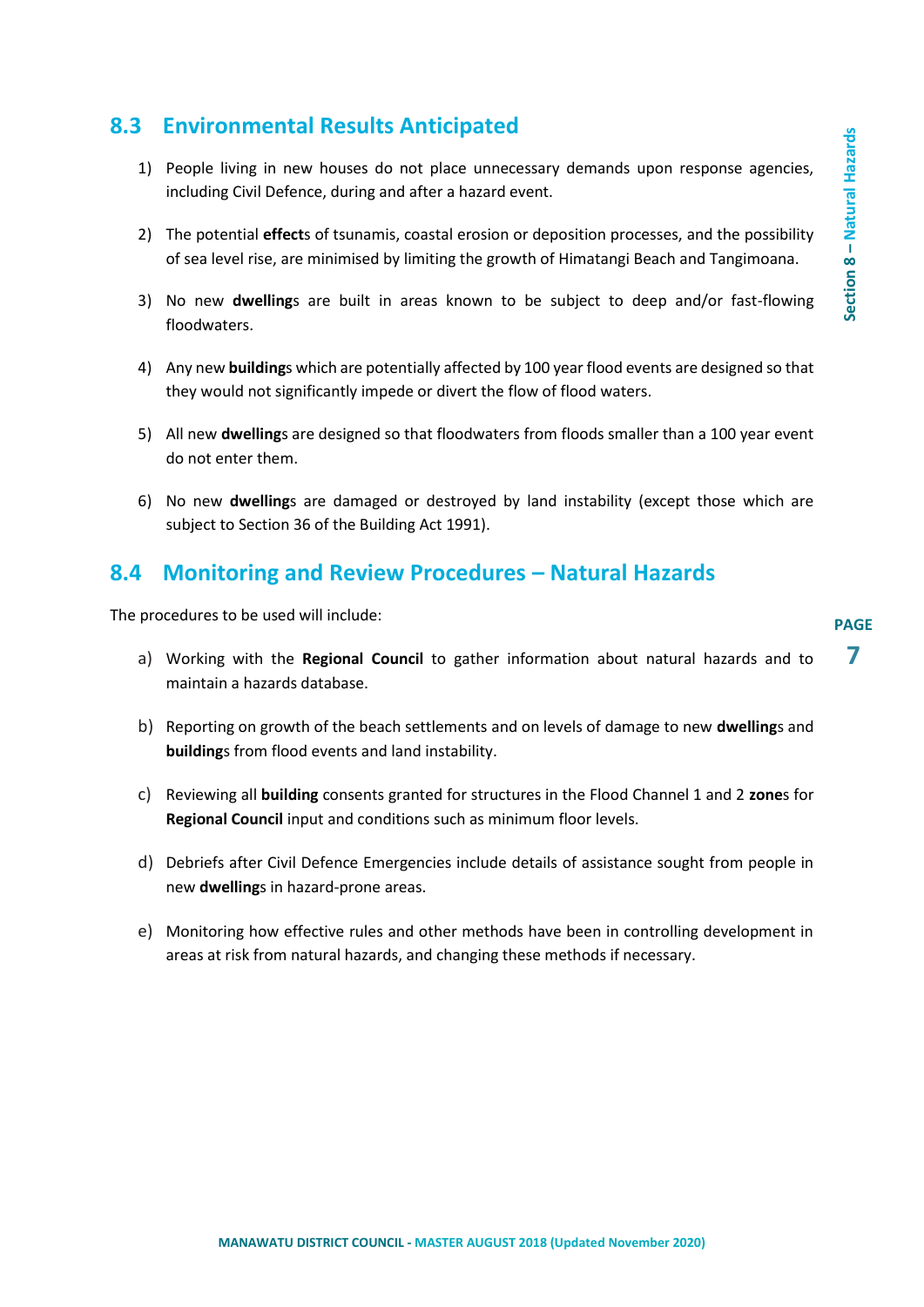## 8.3 Environmental Results Anticipated

1) People living in new houses do not place unnecessary demands upon response agencies, including Civil Defence, during and after a hazard event.

2) The potential **effect**s of tsunamis, coastal erosion or deposition processes, and the possibility of sea level rise, are minimised by limiting the growth of Himatangi Beach and Tangimoana.

3) No new **dwelling**s are built in areas known to be subject to deep and/or fast-flowing floodwaters.

4) Any new **building**s which are potentially affected by 100 year flood events are designed so that they would not significantly impede or divert the flow of flood waters.

5) All new **dwelling**s are designed so that floodwaters from floods smaller than a 100 year event do not enter them.

6) No new **dwelling**s are damaged or destroyed by land instability (except those which are subject to Section 36 of the Building Act 1991).

## 8.4 Monitoring and Review Procedures – Natural Hazards

The procedures to be used will include:

a) Working with the **Regional Council** to gather information about natural hazards and to maintain a hazards database.

b) Reporting on growth of the beach settlements and on levels of damage to new **dwelling**s and **building**s from flood events and land instability.

c) Reviewing all **building** consents granted for structures in the Flood Channel 1 and 2 **zone**s for **Regional Council** input and conditions such as minimum floor levels.

d) Debriefs after Civil Defence Emergencies include details of assistance sought from people in new **dwelling**s in hazard-prone areas.

e) Monitoring how effective rules and other methods have been in controlling development in areas at risk from natural hazards, and changing these methods if necessary.